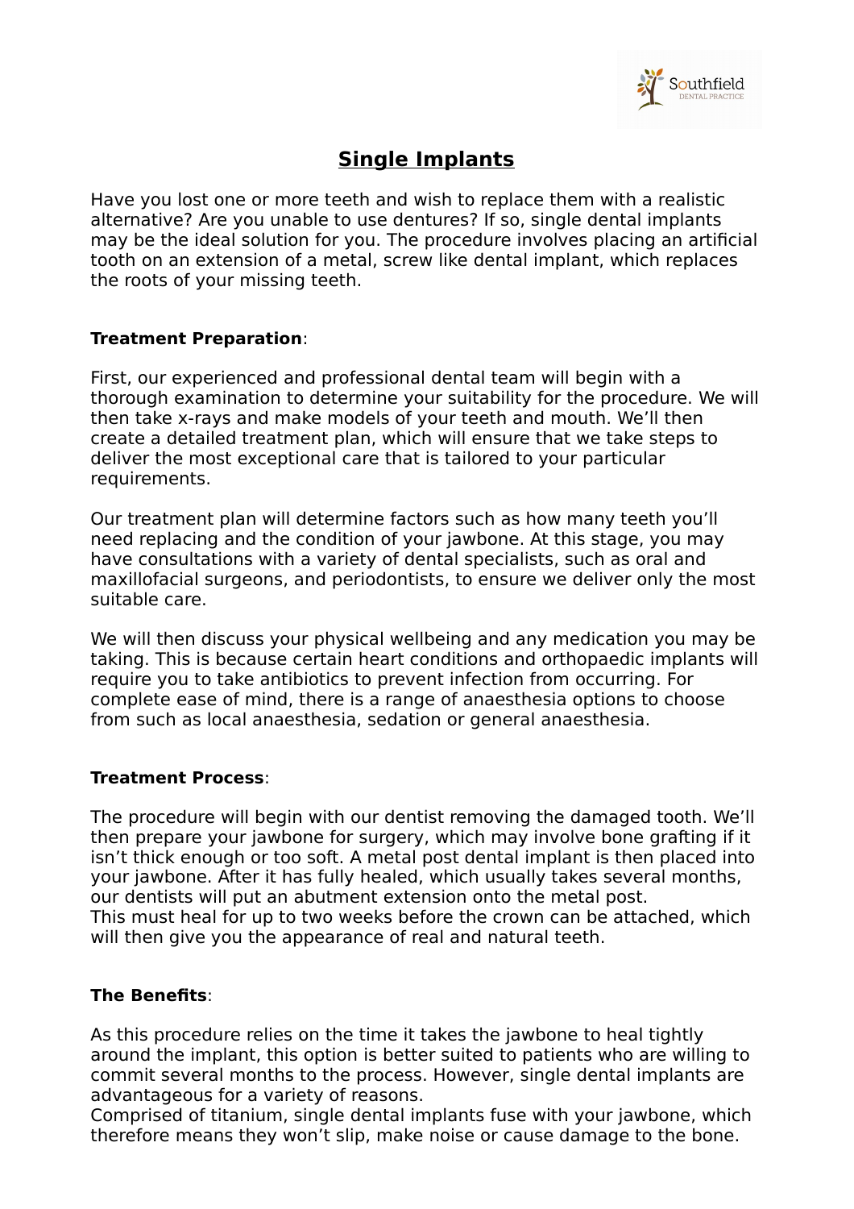# Single Implants

Have you lost one or more teeth and wish to replace them with a realistic alternative? Are you unable to use dentures? If so, single dental implants may be the ideal solution for you. The procedure involves placing an artificial tooth on an extension of a metal, screw like dental implant, which replaces the roots of your missing teeth.

**Treatment Preparation**:

First, our experienced and professional dental team will begin with a thorough examination to determine your suitability for the procedure. We will then take x-rays and make models of your teeth and mouth. We'll then create a detailed treatment plan, which will ensure that we take steps to deliver the most exceptional care that is tailored to your particular requirements.

Our treatment plan will determine factors such as how many teeth you'll need replacing and the condition of your jawbone. At this stage, you may have consultations with a variety of dental specialists, such as oral and maxillofacial surgeons, and periodontists, to ensure we deliver only the most suitable care.

We will then discuss your physical wellbeing and any medication you may be taking. This is because certain heart conditions and orthopaedic implants will require you to take antibiotics to prevent infection from occurring. For complete ease of mind, there is a range of anaesthesia options to choose from such as local anaesthesia, sedation or general anaesthesia.

**Treatment Process**:

The procedure will begin with our dentist removing the damaged tooth. We'll then prepare your jawbone for surgery, which may involve bone grafting if it isn't thick enough or too soft. A metal post dental implant is then placed into your jawbone. After it has fully healed, which usually takes several months, our dentists will put an abutment extension onto the metal post.
This must heal for up to two weeks before the crown can be attached, which will then give you the appearance of real and natural teeth.

**The Benefits**:

As this procedure relies on the time it takes the jawbone to heal tightly around the implant, this option is better suited to patients who are willing to commit several months to the process. However, single dental implants are advantageous for a variety of reasons.
Comprised of titanium, single dental implants fuse with your jawbone, which therefore means they won't slip, make noise or cause damage to the bone.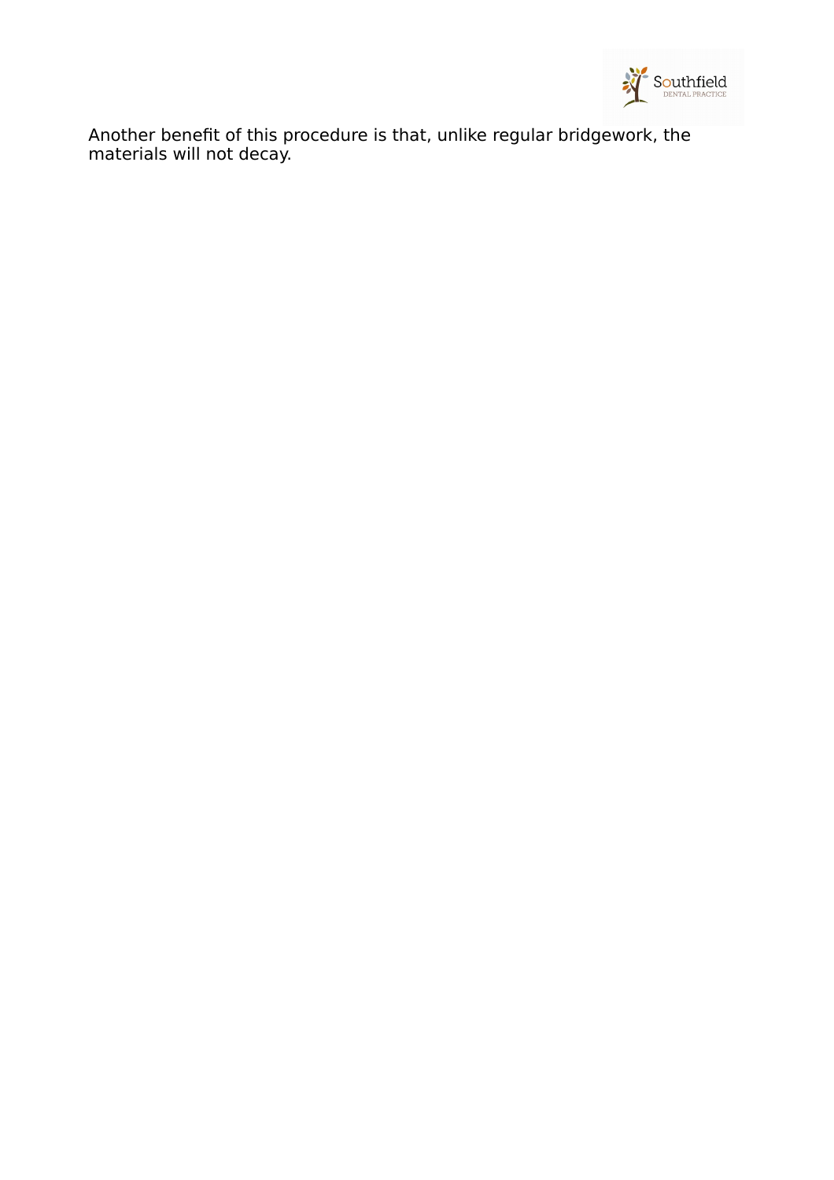Another benefit of this procedure is that, unlike regular bridgework, the materials will not decay.